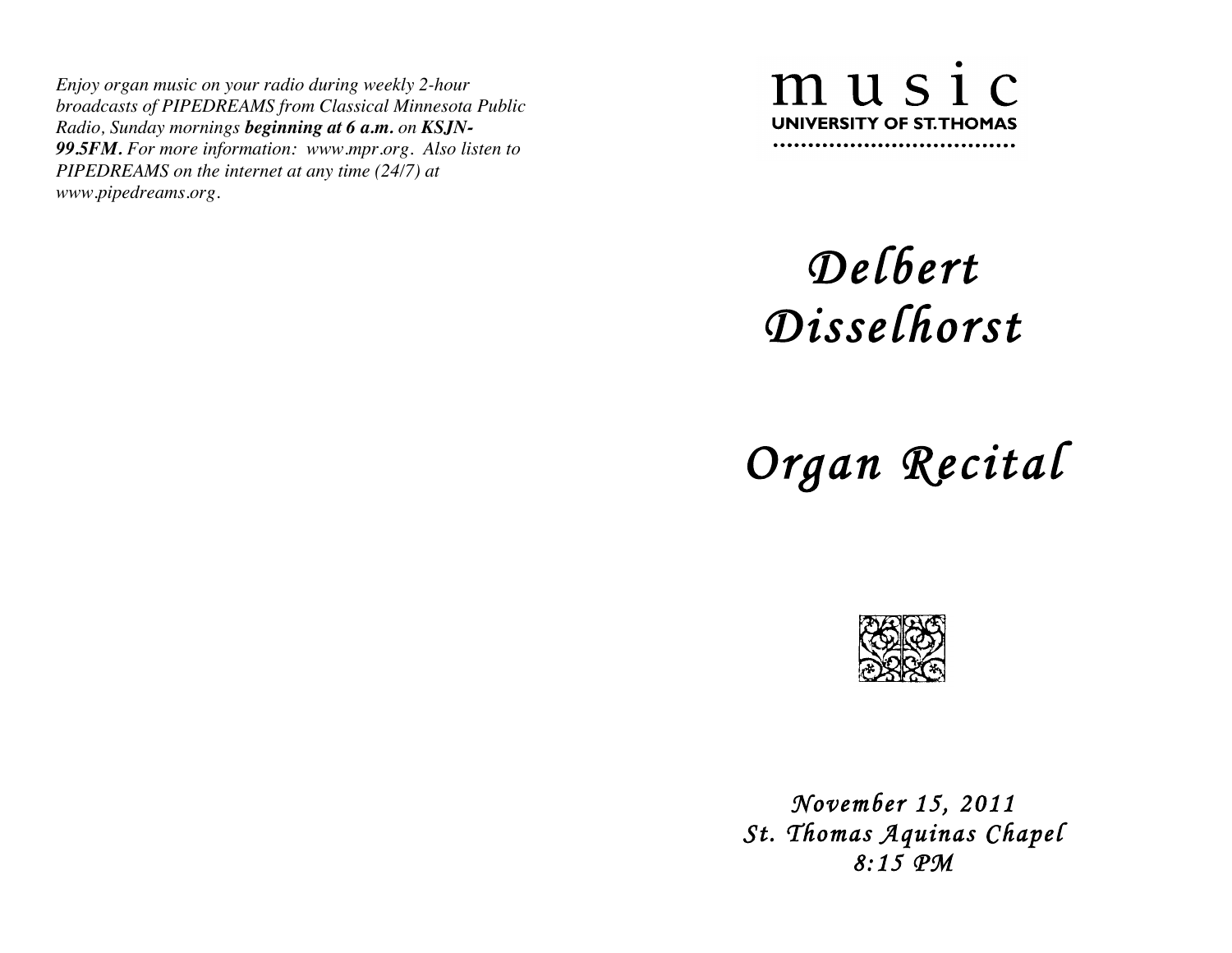*Enjoy organ music on your radio during weekly 2-hour broadcasts of PIPEDREAMS from Classical Minnesota Public Radio, Sunday mornings **beginning at 6 a.m.** on **KSJN-99.5FM.** For more information: www.mpr.org. Also listen to PIPEDREAMS on the internet at any time (24/7) at www.pipedreams.org.*

music
UNIVERSITY OF ST. THOMAS

# *Delbert Disselhorst*

# *Organ Recital*

*November 15, 2011*
*St. Thomas Aquinas Chapel*
*8:15 PM*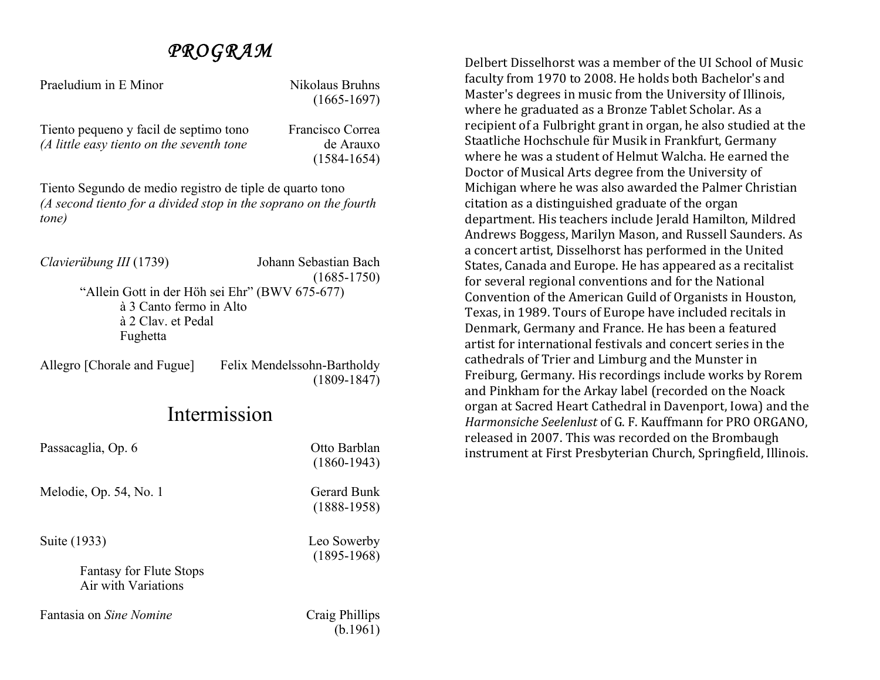# *PROGRAM*

Praeludium in E Minor — Nikolaus Bruhns (1665-1697)

Tiento pequeno y facil de septimo tono
*(A little easy tiento on the seventh tone* — Francisco Correa de Arauxo (1584-1654)

Tiento Segundo de medio registro de tiple de quarto tono
*(A second tiento for a divided stop in the soprano on the fourth tone)*

*Clavierübung III* (1739) — Johann Sebastian Bach (1685-1750)

"Allein Gott in der Höh sei Ehr" (BWV 675-677)
- à 3 Canto fermo in Alto
- à 2 Clav. et Pedal
- Fughetta

Allegro [Chorale and Fugue] — Felix Mendelssohn-Bartholdy (1809-1847)

## Intermission

Passacaglia, Op. 6 — Otto Barblan (1860-1943)

Melodie, Op. 54, No. 1 — Gerard Bunk (1888-1958)

Suite (1933) — Leo Sowerby (1895-1968)

- Fantasy for Flute Stops
- Air with Variations

Fantasia on *Sine Nomine* — Craig Phillips (b.1961)

Delbert Disselhorst was a member of the UI School of Music faculty from 1970 to 2008. He holds both Bachelor's and Master's degrees in music from the University of Illinois, where he graduated as a Bronze Tablet Scholar. As a recipient of a Fulbright grant in organ, he also studied at the Staatliche Hochschule für Musik in Frankfurt, Germany where he was a student of Helmut Walcha. He earned the Doctor of Musical Arts degree from the University of Michigan where he was also awarded the Palmer Christian citation as a distinguished graduate of the organ department. His teachers include Jerald Hamilton, Mildred Andrews Boggess, Marilyn Mason, and Russell Saunders. As a concert artist, Disselhorst has performed in the United States, Canada and Europe. He has appeared as a recitalist for several regional conventions and for the National Convention of the American Guild of Organists in Houston, Texas, in 1989. Tours of Europe have included recitals in Denmark, Germany and France. He has been a featured artist for international festivals and concert series in the cathedrals of Trier and Limburg and the Munster in Freiburg, Germany. His recordings include works by Rorem and Pinkham for the Arkay label (recorded on the Noack organ at Sacred Heart Cathedral in Davenport, Iowa) and the *Harmonsiche Seelenlust* of G. F. Kauffmann for PRO ORGANO, released in 2007. This was recorded on the Brombaugh instrument at First Presbyterian Church, Springfield, Illinois.